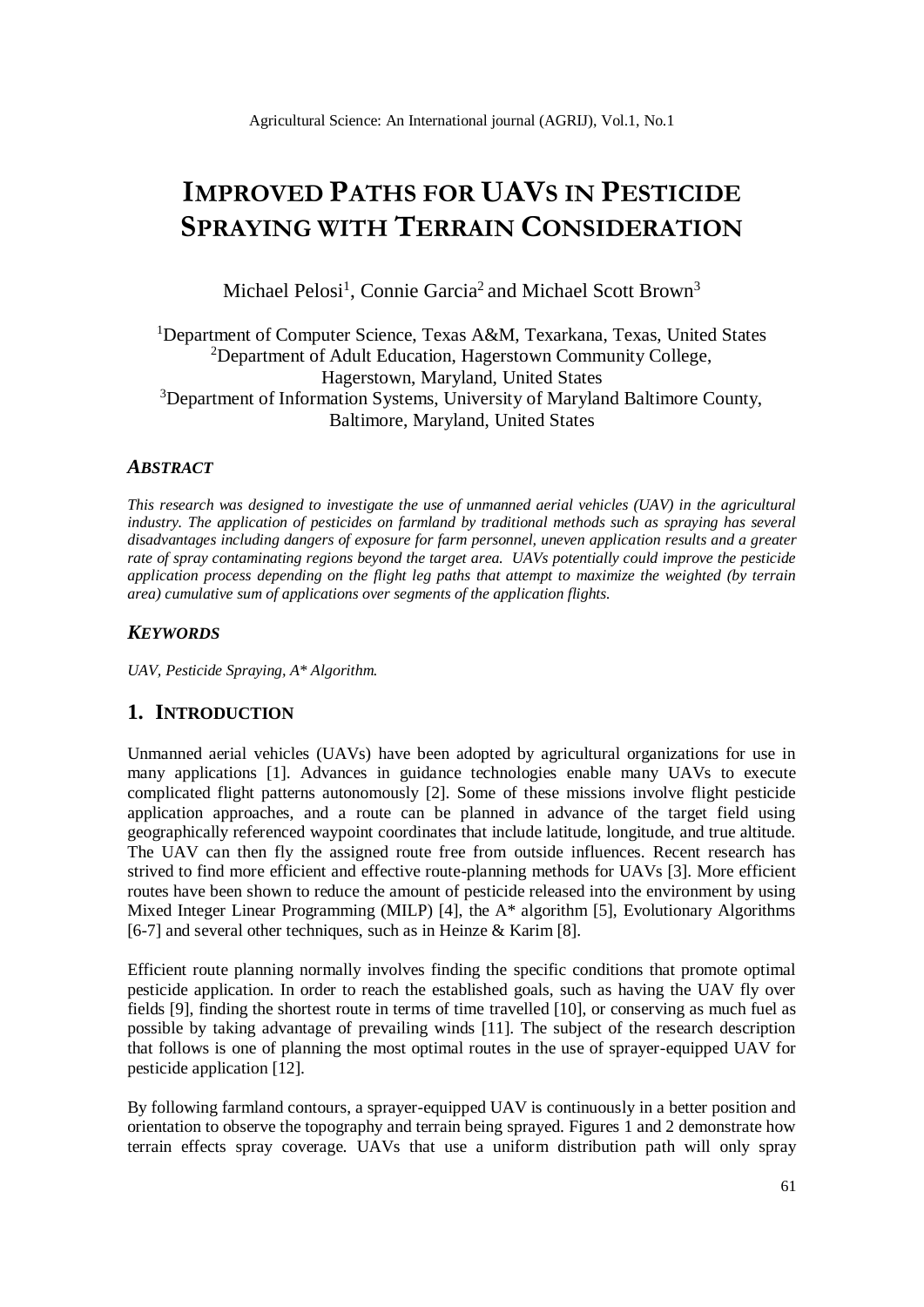# IMPROVED PATHS FOR UAVS IN PESTICIDE SPRAYING WITH TERRAIN CONSIDERATION

Michael Pelosi[1], Connie Garcia[2] and Michael Scott Brown[3]

[1]Department of Computer Science, Texas A&M, Texarkana, Texas, United States
[2]Department of Adult Education, Hagerstown Community College, Hagerstown, Maryland, United States
[3]Department of Information Systems, University of Maryland Baltimore County, Baltimore, Maryland, United States

### *ABSTRACT*

*This research was designed to investigate the use of unmanned aerial vehicles (UAV) in the agricultural industry. The application of pesticides on farmland by traditional methods such as spraying has several disadvantages including dangers of exposure for farm personnel, uneven application results and a greater rate of spray contaminating regions beyond the target area. UAVs potentially could improve the pesticide application process depending on the flight leg paths that attempt to maximize the weighted (by terrain area) cumulative sum of applications over segments of the application flights.*

### *KEYWORDS*

*UAV, Pesticide Spraying, A\* Algorithm.*

## 1. INTRODUCTION

Unmanned aerial vehicles (UAVs) have been adopted by agricultural organizations for use in many applications [1]. Advances in guidance technologies enable many UAVs to execute complicated flight patterns autonomously [2]. Some of these missions involve flight pesticide application approaches, and a route can be planned in advance of the target field using geographically referenced waypoint coordinates that include latitude, longitude, and true altitude. The UAV can then fly the assigned route free from outside influences. Recent research has strived to find more efficient and effective route-planning methods for UAVs [3]. More efficient routes have been shown to reduce the amount of pesticide released into the environment by using Mixed Integer Linear Programming (MILP) [4], the A* algorithm [5], Evolutionary Algorithms [6-7] and several other techniques, such as in Heinze & Karim [8].

Efficient route planning normally involves finding the specific conditions that promote optimal pesticide application. In order to reach the established goals, such as having the UAV fly over fields [9], finding the shortest route in terms of time travelled [10], or conserving as much fuel as possible by taking advantage of prevailing winds [11]. The subject of the research description that follows is one of planning the most optimal routes in the use of sprayer-equipped UAV for pesticide application [12].

By following farmland contours, a sprayer-equipped UAV is continuously in a better position and orientation to observe the topography and terrain being sprayed. Figures 1 and 2 demonstrate how terrain effects spray coverage. UAVs that use a uniform distribution path will only spray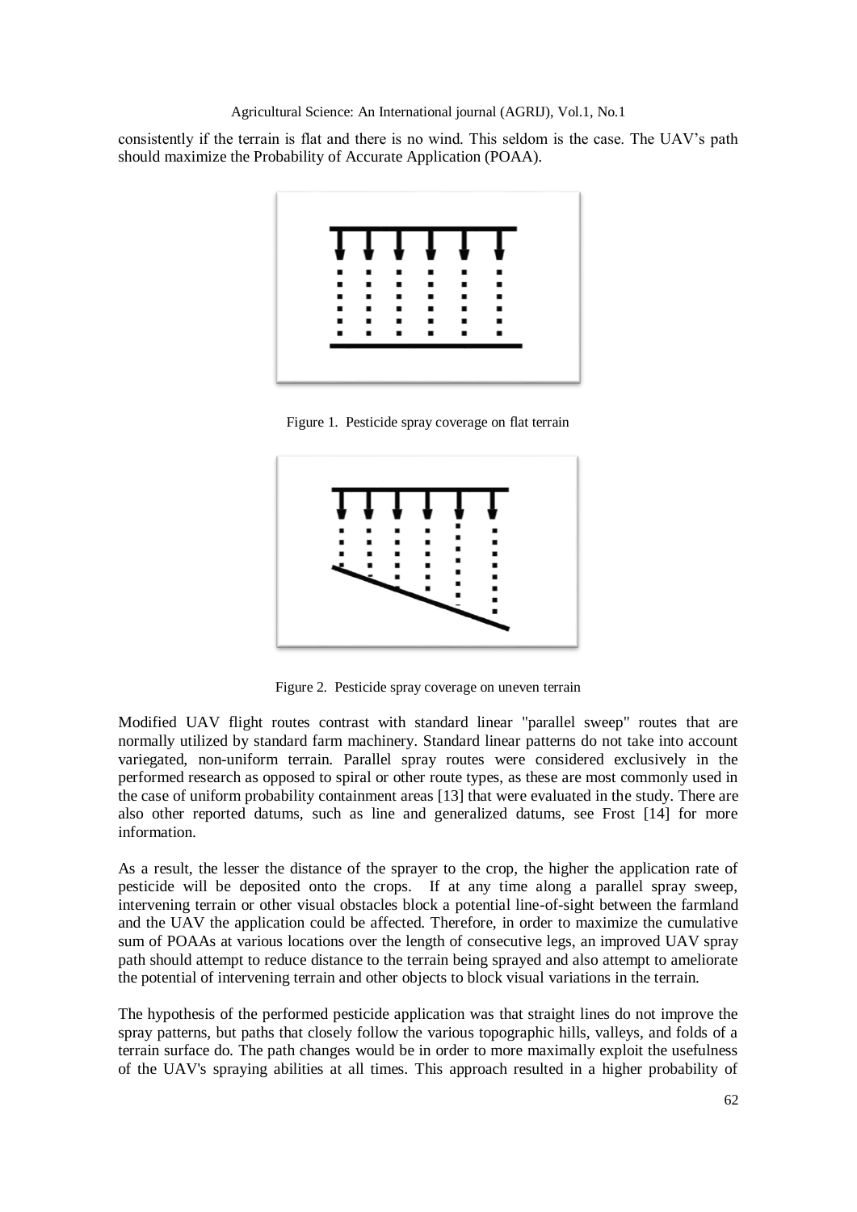consistently if the terrain is flat and there is no wind. This seldom is the case. The UAV's path should maximize the Probability of Accurate Application (POAA).

Figure 1. Pesticide spray coverage on flat terrain

Figure 2. Pesticide spray coverage on uneven terrain

Modified UAV flight routes contrast with standard linear "parallel sweep" routes that are normally utilized by standard farm machinery. Standard linear patterns do not take into account variegated, non-uniform terrain. Parallel spray routes were considered exclusively in the performed research as opposed to spiral or other route types, as these are most commonly used in the case of uniform probability containment areas [13] that were evaluated in the study. There are also other reported datums, such as line and generalized datums, see Frost [14] for more information.

As a result, the lesser the distance of the sprayer to the crop, the higher the application rate of pesticide will be deposited onto the crops. If at any time along a parallel spray sweep, intervening terrain or other visual obstacles block a potential line-of-sight between the farmland and the UAV the application could be affected. Therefore, in order to maximize the cumulative sum of POAAs at various locations over the length of consecutive legs, an improved UAV spray path should attempt to reduce distance to the terrain being sprayed and also attempt to ameliorate the potential of intervening terrain and other objects to block visual variations in the terrain.

The hypothesis of the performed pesticide application was that straight lines do not improve the spray patterns, but paths that closely follow the various topographic hills, valleys, and folds of a terrain surface do. The path changes would be in order to more maximally exploit the usefulness of the UAV's spraying abilities at all times. This approach resulted in a higher probability of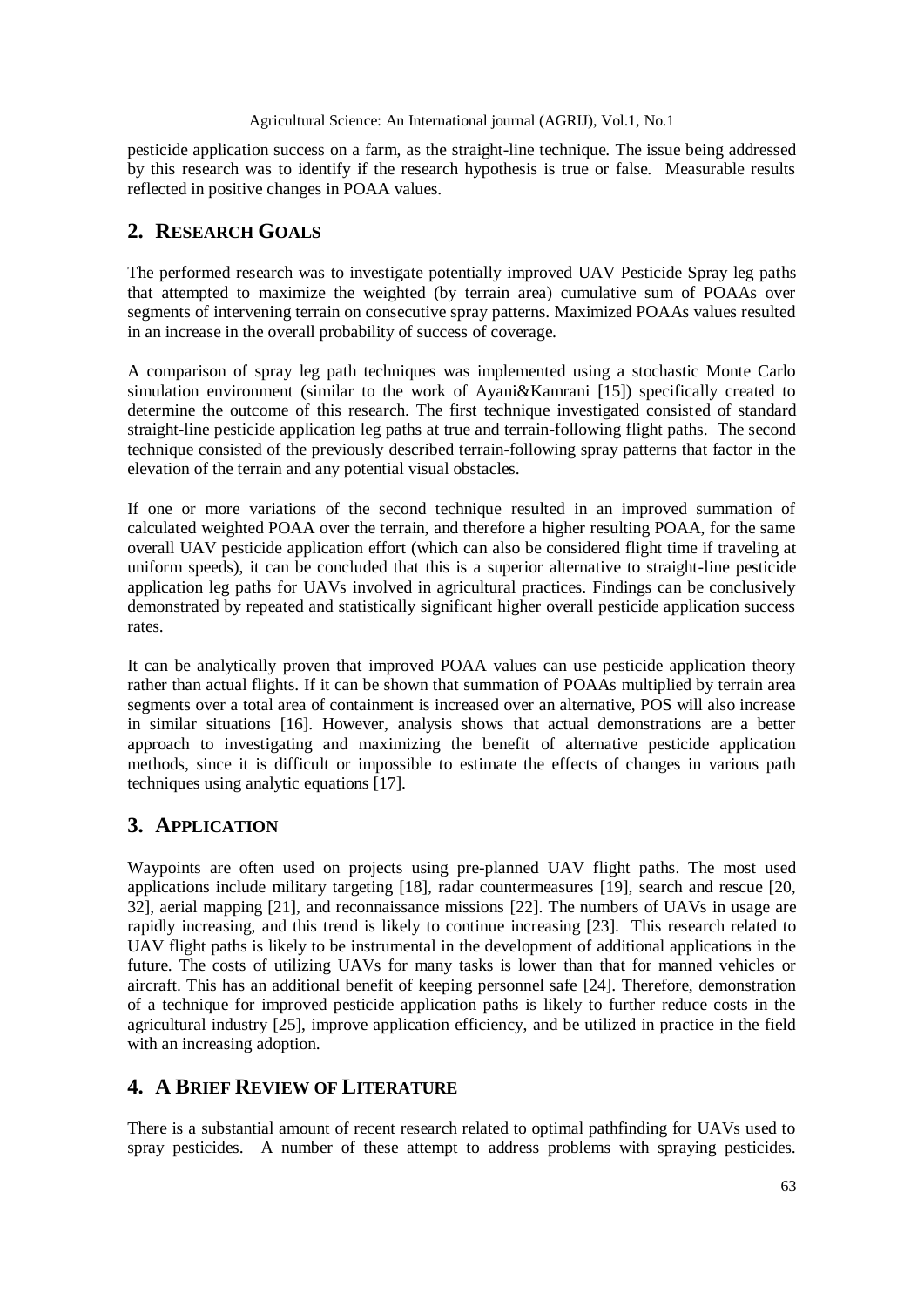pesticide application success on a farm, as the straight-line technique. The issue being addressed by this research was to identify if the research hypothesis is true or false. Measurable results reflected in positive changes in POAA values.

## 2. Research Goals

The performed research was to investigate potentially improved UAV Pesticide Spray leg paths that attempted to maximize the weighted (by terrain area) cumulative sum of POAAs over segments of intervening terrain on consecutive spray patterns. Maximized POAAs values resulted in an increase in the overall probability of success of coverage.

A comparison of spray leg path techniques was implemented using a stochastic Monte Carlo simulation environment (similar to the work of Ayani&Kamrani [15]) specifically created to determine the outcome of this research. The first technique investigated consisted of standard straight-line pesticide application leg paths at true and terrain-following flight paths. The second technique consisted of the previously described terrain-following spray patterns that factor in the elevation of the terrain and any potential visual obstacles.

If one or more variations of the second technique resulted in an improved summation of calculated weighted POAA over the terrain, and therefore a higher resulting POAA, for the same overall UAV pesticide application effort (which can also be considered flight time if traveling at uniform speeds), it can be concluded that this is a superior alternative to straight-line pesticide application leg paths for UAVs involved in agricultural practices. Findings can be conclusively demonstrated by repeated and statistically significant higher overall pesticide application success rates.

It can be analytically proven that improved POAA values can use pesticide application theory rather than actual flights. If it can be shown that summation of POAAs multiplied by terrain area segments over a total area of containment is increased over an alternative, POS will also increase in similar situations [16]. However, analysis shows that actual demonstrations are a better approach to investigating and maximizing the benefit of alternative pesticide application methods, since it is difficult or impossible to estimate the effects of changes in various path techniques using analytic equations [17].

## 3. Application

Waypoints are often used on projects using pre-planned UAV flight paths. The most used applications include military targeting [18], radar countermeasures [19], search and rescue [20, 32], aerial mapping [21], and reconnaissance missions [22]. The numbers of UAVs in usage are rapidly increasing, and this trend is likely to continue increasing [23]. This research related to UAV flight paths is likely to be instrumental in the development of additional applications in the future. The costs of utilizing UAVs for many tasks is lower than that for manned vehicles or aircraft. This has an additional benefit of keeping personnel safe [24]. Therefore, demonstration of a technique for improved pesticide application paths is likely to further reduce costs in the agricultural industry [25], improve application efficiency, and be utilized in practice in the field with an increasing adoption.

## 4. A Brief Review of Literature

There is a substantial amount of recent research related to optimal pathfinding for UAVs used to spray pesticides. A number of these attempt to address problems with spraying pesticides.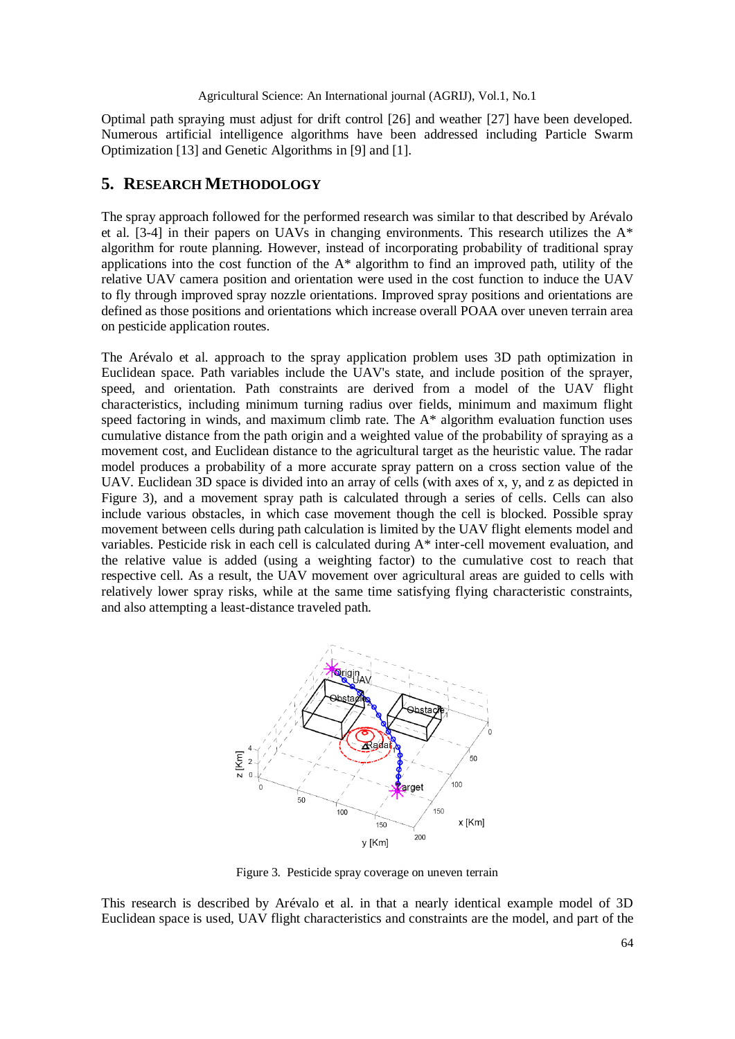Optimal path spraying must adjust for drift control [26] and weather [27] have been developed. Numerous artificial intelligence algorithms have been addressed including Particle Swarm Optimization [13] and Genetic Algorithms in [9] and [1].

## 5. RESEARCH METHODOLOGY

The spray approach followed for the performed research was similar to that described by Arévalo et al. [3-4] in their papers on UAVs in changing environments. This research utilizes the A* algorithm for route planning. However, instead of incorporating probability of traditional spray applications into the cost function of the A* algorithm to find an improved path, utility of the relative UAV camera position and orientation were used in the cost function to induce the UAV to fly through improved spray nozzle orientations. Improved spray positions and orientations are defined as those positions and orientations which increase overall POAA over uneven terrain area on pesticide application routes.

The Arévalo et al. approach to the spray application problem uses 3D path optimization in Euclidean space. Path variables include the UAV's state, and include position of the sprayer, speed, and orientation. Path constraints are derived from a model of the UAV flight characteristics, including minimum turning radius over fields, minimum and maximum flight speed factoring in winds, and maximum climb rate. The A* algorithm evaluation function uses cumulative distance from the path origin and a weighted value of the probability of spraying as a movement cost, and Euclidean distance to the agricultural target as the heuristic value. The radar model produces a probability of a more accurate spray pattern on a cross section value of the UAV. Euclidean 3D space is divided into an array of cells (with axes of x, y, and z as depicted in Figure 3), and a movement spray path is calculated through a series of cells. Cells can also include various obstacles, in which case movement though the cell is blocked. Possible spray movement between cells during path calculation is limited by the UAV flight elements model and variables. Pesticide risk in each cell is calculated during A* inter-cell movement evaluation, and the relative value is added (using a weighting factor) to the cumulative cost to reach that respective cell. As a result, the UAV movement over agricultural areas are guided to cells with relatively lower spray risks, while at the same time satisfying flying characteristic constraints, and also attempting a least-distance traveled path.

Figure 3. Pesticide spray coverage on uneven terrain

This research is described by Arévalo et al. in that a nearly identical example model of 3D Euclidean space is used, UAV flight characteristics and constraints are the model, and part of the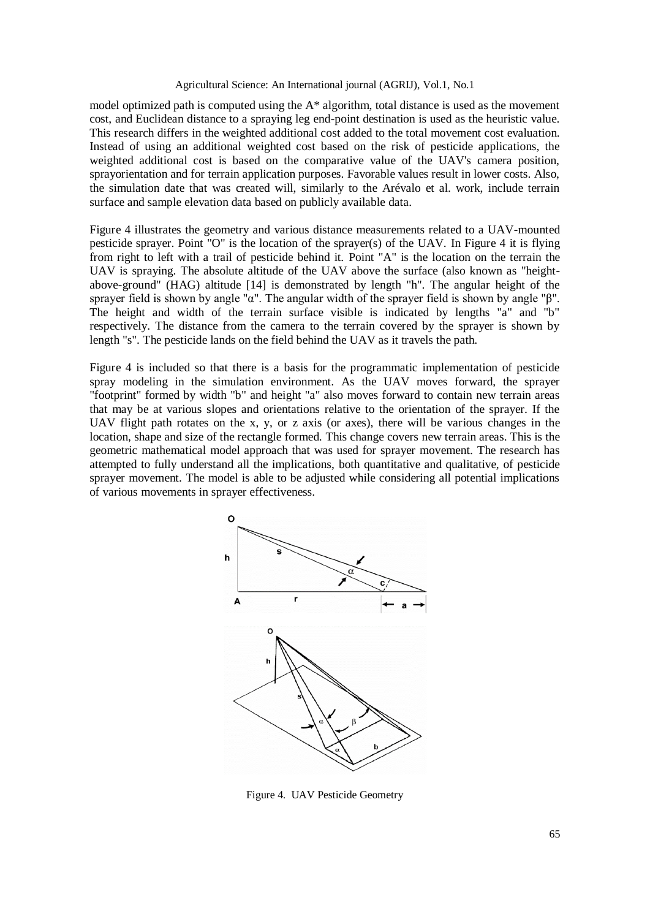model optimized path is computed using the A* algorithm, total distance is used as the movement cost, and Euclidean distance to a spraying leg end-point destination is used as the heuristic value. This research differs in the weighted additional cost added to the total movement cost evaluation. Instead of using an additional weighted cost based on the risk of pesticide applications, the weighted additional cost is based on the comparative value of the UAV's camera position, sprayorientation and for terrain application purposes. Favorable values result in lower costs. Also, the simulation date that was created will, similarly to the Arévalo et al. work, include terrain surface and sample elevation data based on publicly available data.

Figure 4 illustrates the geometry and various distance measurements related to a UAV-mounted pesticide sprayer. Point "O" is the location of the sprayer(s) of the UAV. In Figure 4 it is flying from right to left with a trail of pesticide behind it. Point "A" is the location on the terrain the UAV is spraying. The absolute altitude of the UAV above the surface (also known as "height-above-ground" (HAG) altitude [14] is demonstrated by length "h". The angular height of the sprayer field is shown by angle "α". The angular width of the sprayer field is shown by angle "β". The height and width of the terrain surface visible is indicated by lengths "a" and "b" respectively. The distance from the camera to the terrain covered by the sprayer is shown by length "s". The pesticide lands on the field behind the UAV as it travels the path.

Figure 4 is included so that there is a basis for the programmatic implementation of pesticide spray modeling in the simulation environment. As the UAV moves forward, the sprayer "footprint" formed by width "b" and height "a" also moves forward to contain new terrain areas that may be at various slopes and orientations relative to the orientation of the sprayer. If the UAV flight path rotates on the x, y, or z axis (or axes), there will be various changes in the location, shape and size of the rectangle formed. This change covers new terrain areas. This is the geometric mathematical model approach that was used for sprayer movement. The research has attempted to fully understand all the implications, both quantitative and qualitative, of pesticide sprayer movement. The model is able to be adjusted while considering all potential implications of various movements in sprayer effectiveness.

Figure 4. UAV Pesticide Geometry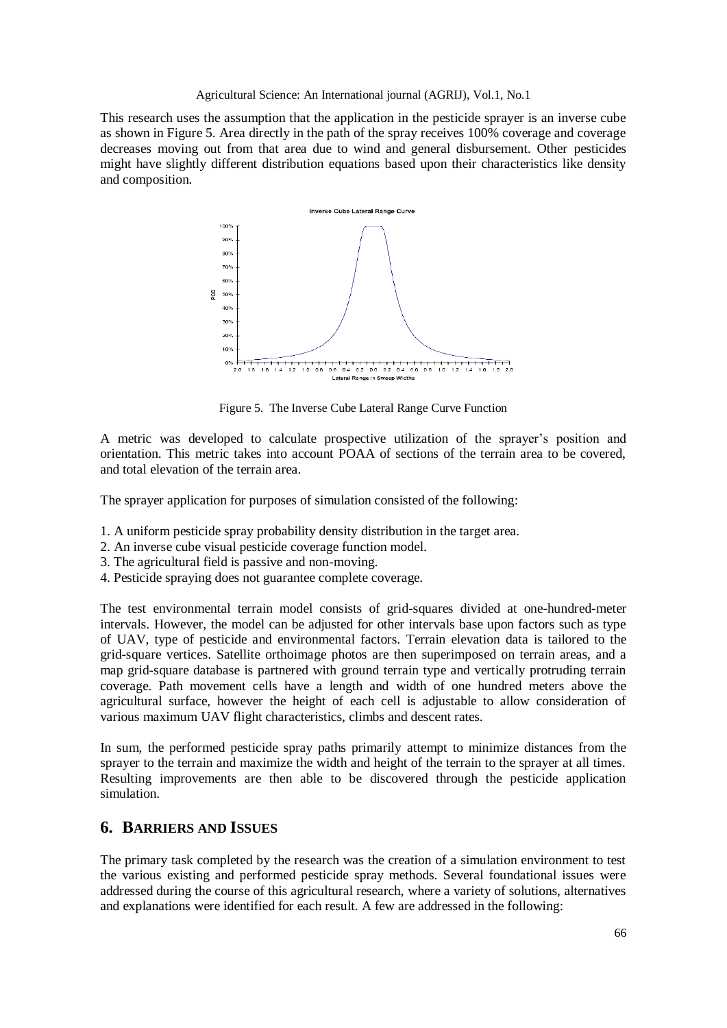This research uses the assumption that the application in the pesticide sprayer is an inverse cube as shown in Figure 5. Area directly in the path of the spray receives 100% coverage and coverage decreases moving out from that area due to wind and general disbursement. Other pesticides might have slightly different distribution equations based upon their characteristics like density and composition.

Figure 5. The Inverse Cube Lateral Range Curve Function

A metric was developed to calculate prospective utilization of the sprayer's position and orientation. This metric takes into account POAA of sections of the terrain area to be covered, and total elevation of the terrain area.

The sprayer application for purposes of simulation consisted of the following:

1. A uniform pesticide spray probability density distribution in the target area.
2. An inverse cube visual pesticide coverage function model.
3. The agricultural field is passive and non-moving.
4. Pesticide spraying does not guarantee complete coverage.

The test environmental terrain model consists of grid-squares divided at one-hundred-meter intervals. However, the model can be adjusted for other intervals base upon factors such as type of UAV, type of pesticide and environmental factors. Terrain elevation data is tailored to the grid-square vertices. Satellite orthoimage photos are then superimposed on terrain areas, and a map grid-square database is partnered with ground terrain type and vertically protruding terrain coverage. Path movement cells have a length and width of one hundred meters above the agricultural surface, however the height of each cell is adjustable to allow consideration of various maximum UAV flight characteristics, climbs and descent rates.

In sum, the performed pesticide spray paths primarily attempt to minimize distances from the sprayer to the terrain and maximize the width and height of the terrain to the sprayer at all times. Resulting improvements are then able to be discovered through the pesticide application simulation.

## 6. Barriers and Issues

The primary task completed by the research was the creation of a simulation environment to test the various existing and performed pesticide spray methods. Several foundational issues were addressed during the course of this agricultural research, where a variety of solutions, alternatives and explanations were identified for each result. A few are addressed in the following: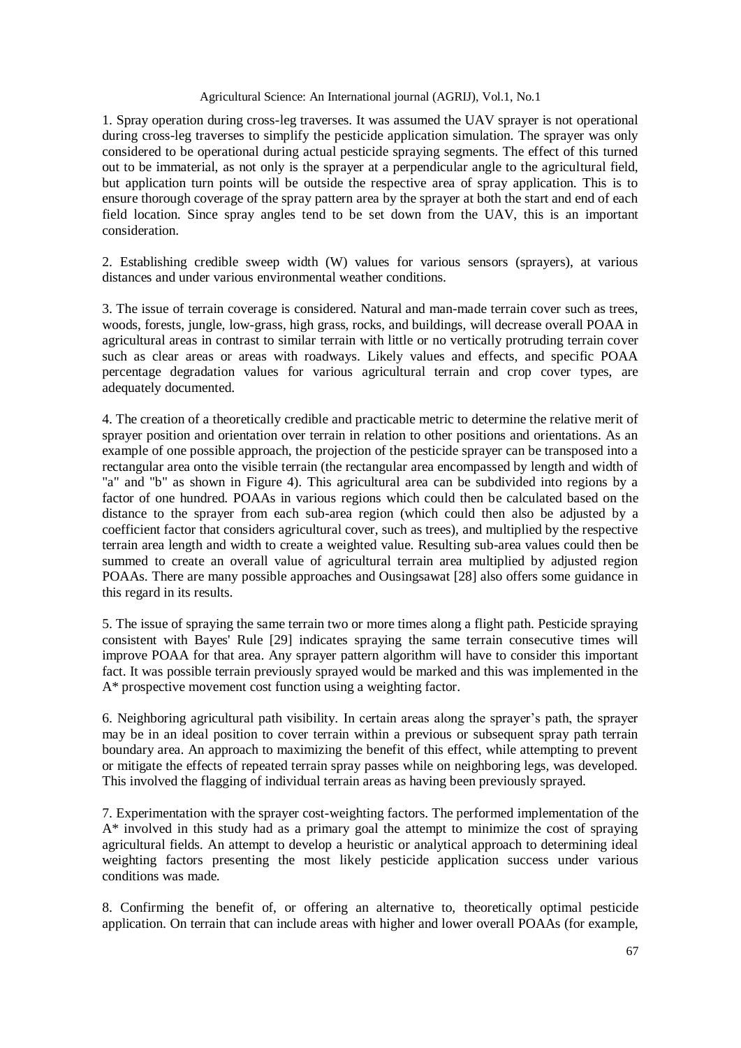1. Spray operation during cross-leg traverses. It was assumed the UAV sprayer is not operational during cross-leg traverses to simplify the pesticide application simulation. The sprayer was only considered to be operational during actual pesticide spraying segments. The effect of this turned out to be immaterial, as not only is the sprayer at a perpendicular angle to the agricultural field, but application turn points will be outside the respective area of spray application. This is to ensure thorough coverage of the spray pattern area by the sprayer at both the start and end of each field location. Since spray angles tend to be set down from the UAV, this is an important consideration.

2. Establishing credible sweep width (W) values for various sensors (sprayers), at various distances and under various environmental weather conditions.

3. The issue of terrain coverage is considered. Natural and man-made terrain cover such as trees, woods, forests, jungle, low-grass, high grass, rocks, and buildings, will decrease overall POAA in agricultural areas in contrast to similar terrain with little or no vertically protruding terrain cover such as clear areas or areas with roadways. Likely values and effects, and specific POAA percentage degradation values for various agricultural terrain and crop cover types, are adequately documented.

4. The creation of a theoretically credible and practicable metric to determine the relative merit of sprayer position and orientation over terrain in relation to other positions and orientations. As an example of one possible approach, the projection of the pesticide sprayer can be transposed into a rectangular area onto the visible terrain (the rectangular area encompassed by length and width of "a" and "b" as shown in Figure 4). This agricultural area can be subdivided into regions by a factor of one hundred. POAAs in various regions which could then be calculated based on the distance to the sprayer from each sub-area region (which could then also be adjusted by a coefficient factor that considers agricultural cover, such as trees), and multiplied by the respective terrain area length and width to create a weighted value. Resulting sub-area values could then be summed to create an overall value of agricultural terrain area multiplied by adjusted region POAAs. There are many possible approaches and Ousingsawat [28] also offers some guidance in this regard in its results.

5. The issue of spraying the same terrain two or more times along a flight path. Pesticide spraying consistent with Bayes' Rule [29] indicates spraying the same terrain consecutive times will improve POAA for that area. Any sprayer pattern algorithm will have to consider this important fact. It was possible terrain previously sprayed would be marked and this was implemented in the A* prospective movement cost function using a weighting factor.

6. Neighboring agricultural path visibility. In certain areas along the sprayer's path, the sprayer may be in an ideal position to cover terrain within a previous or subsequent spray path terrain boundary area. An approach to maximizing the benefit of this effect, while attempting to prevent or mitigate the effects of repeated terrain spray passes while on neighboring legs, was developed. This involved the flagging of individual terrain areas as having been previously sprayed.

7. Experimentation with the sprayer cost-weighting factors. The performed implementation of the A* involved in this study had as a primary goal the attempt to minimize the cost of spraying agricultural fields. An attempt to develop a heuristic or analytical approach to determining ideal weighting factors presenting the most likely pesticide application success under various conditions was made.

8. Confirming the benefit of, or offering an alternative to, theoretically optimal pesticide application. On terrain that can include areas with higher and lower overall POAAs (for example,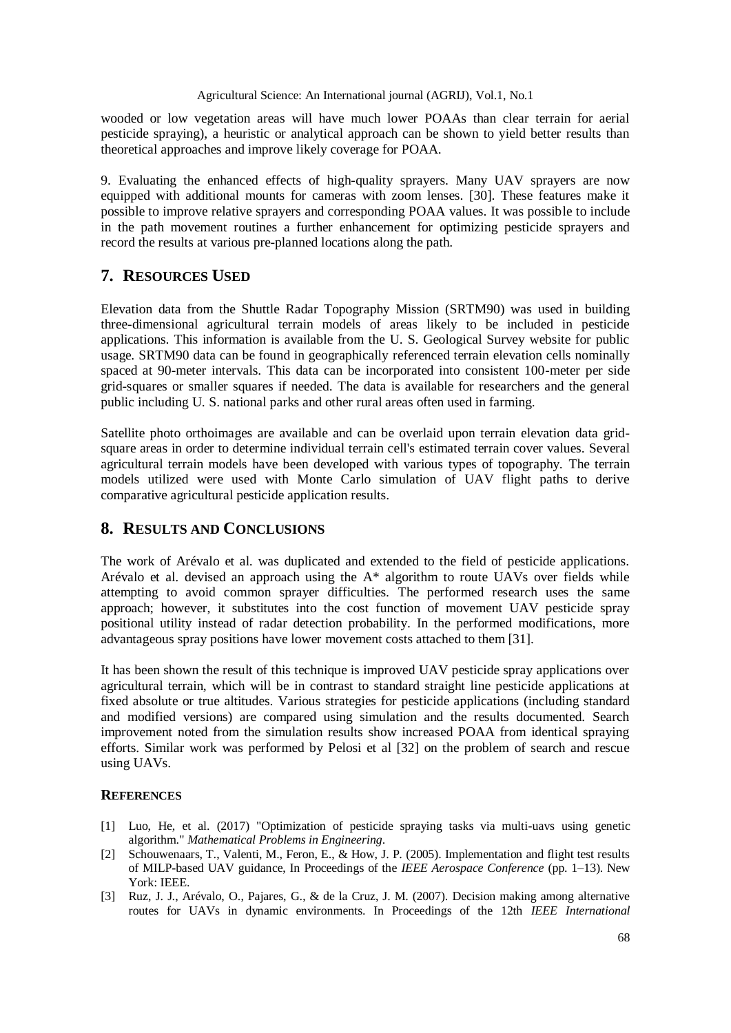wooded or low vegetation areas will have much lower POAAs than clear terrain for aerial pesticide spraying), a heuristic or analytical approach can be shown to yield better results than theoretical approaches and improve likely coverage for POAA.

9. Evaluating the enhanced effects of high-quality sprayers. Many UAV sprayers are now equipped with additional mounts for cameras with zoom lenses. [30]. These features make it possible to improve relative sprayers and corresponding POAA values. It was possible to include in the path movement routines a further enhancement for optimizing pesticide sprayers and record the results at various pre-planned locations along the path.

## 7. RESOURCES USED

Elevation data from the Shuttle Radar Topography Mission (SRTM90) was used in building three-dimensional agricultural terrain models of areas likely to be included in pesticide applications. This information is available from the U. S. Geological Survey website for public usage. SRTM90 data can be found in geographically referenced terrain elevation cells nominally spaced at 90-meter intervals. This data can be incorporated into consistent 100-meter per side grid-squares or smaller squares if needed. The data is available for researchers and the general public including U. S. national parks and other rural areas often used in farming.

Satellite photo orthoimages are available and can be overlaid upon terrain elevation data grid-square areas in order to determine individual terrain cell's estimated terrain cover values. Several agricultural terrain models have been developed with various types of topography. The terrain models utilized were used with Monte Carlo simulation of UAV flight paths to derive comparative agricultural pesticide application results.

## 8. RESULTS AND CONCLUSIONS

The work of Arévalo et al. was duplicated and extended to the field of pesticide applications. Arévalo et al. devised an approach using the A* algorithm to route UAVs over fields while attempting to avoid common sprayer difficulties. The performed research uses the same approach; however, it substitutes into the cost function of movement UAV pesticide spray positional utility instead of radar detection probability. In the performed modifications, more advantageous spray positions have lower movement costs attached to them [31].

It has been shown the result of this technique is improved UAV pesticide spray applications over agricultural terrain, which will be in contrast to standard straight line pesticide applications at fixed absolute or true altitudes. Various strategies for pesticide applications (including standard and modified versions) are compared using simulation and the results documented. Search improvement noted from the simulation results show increased POAA from identical spraying efforts. Similar work was performed by Pelosi et al [32] on the problem of search and rescue using UAVs.

### REFERENCES

[1] Luo, He, et al. (2017) "Optimization of pesticide spraying tasks via multi-uavs using genetic algorithm." *Mathematical Problems in Engineering*.

[2] Schouwenaars, T., Valenti, M., Feron, E., & How, J. P. (2005). Implementation and flight test results of MILP-based UAV guidance, In Proceedings of the *IEEE Aerospace Conference* (pp. 1–13). New York: IEEE.

[3] Ruz, J. J., Arévalo, O., Pajares, G., & de la Cruz, J. M. (2007). Decision making among alternative routes for UAVs in dynamic environments. In Proceedings of the 12th *IEEE International*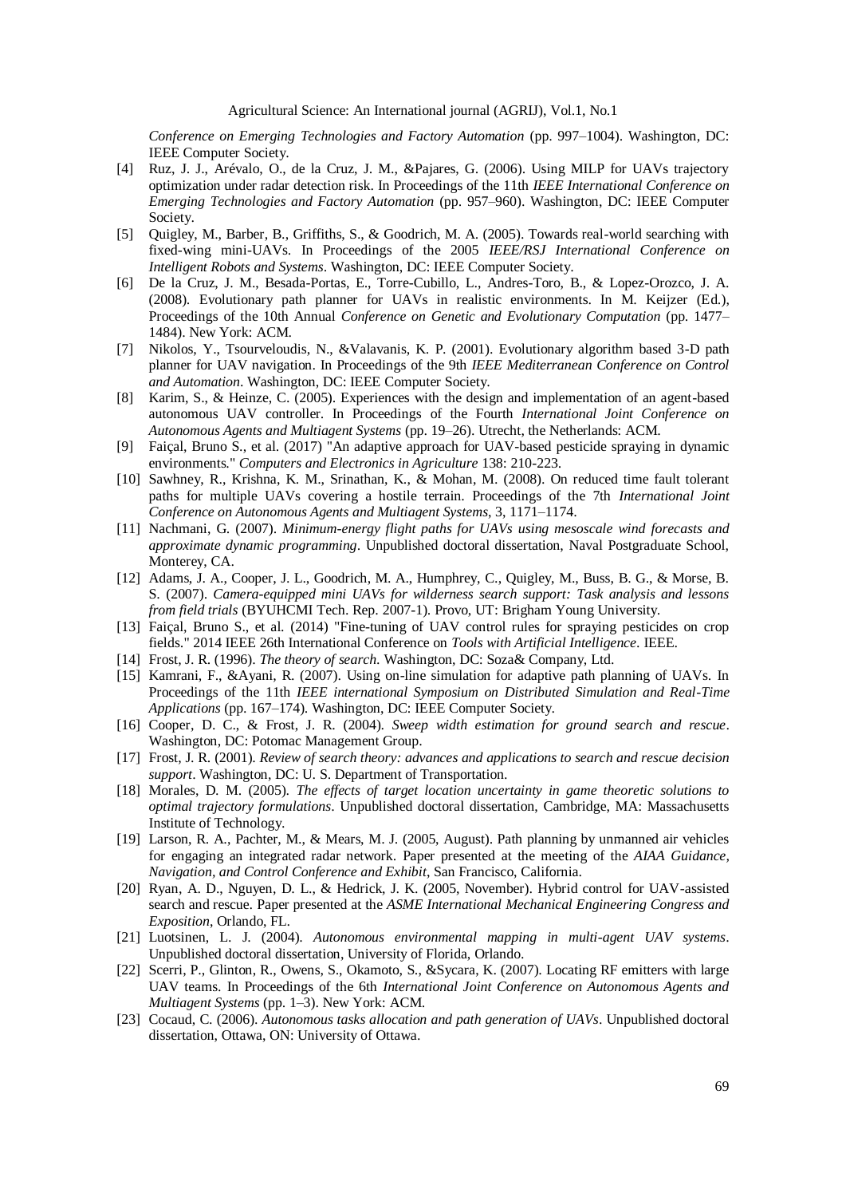*Conference on Emerging Technologies and Factory Automation* (pp. 997–1004). Washington, DC: IEEE Computer Society.

[4] Ruz, J. J., Arévalo, O., de la Cruz, J. M., &Pajares, G. (2006). Using MILP for UAVs trajectory optimization under radar detection risk. In Proceedings of the 11th *IEEE International Conference on Emerging Technologies and Factory Automation* (pp. 957–960). Washington, DC: IEEE Computer Society.

[5] Quigley, M., Barber, B., Griffiths, S., & Goodrich, M. A. (2005). Towards real-world searching with fixed-wing mini-UAVs. In Proceedings of the 2005 *IEEE/RSJ International Conference on Intelligent Robots and Systems*. Washington, DC: IEEE Computer Society.

[6] De la Cruz, J. M., Besada-Portas, E., Torre-Cubillo, L., Andres-Toro, B., & Lopez-Orozco, J. A. (2008). Evolutionary path planner for UAVs in realistic environments. In M. Keijzer (Ed.), Proceedings of the 10th Annual *Conference on Genetic and Evolutionary Computation* (pp. 1477–1484). New York: ACM.

[7] Nikolos, Y., Tsourveloudis, N., &Valavanis, K. P. (2001). Evolutionary algorithm based 3-D path planner for UAV navigation. In Proceedings of the 9th *IEEE Mediterranean Conference on Control and Automation*. Washington, DC: IEEE Computer Society.

[8] Karim, S., & Heinze, C. (2005). Experiences with the design and implementation of an agent-based autonomous UAV controller. In Proceedings of the Fourth *International Joint Conference on Autonomous Agents and Multiagent Systems* (pp. 19–26). Utrecht, the Netherlands: ACM.

[9] Faiçal, Bruno S., et al. (2017) "An adaptive approach for UAV-based pesticide spraying in dynamic environments." *Computers and Electronics in Agriculture* 138: 210-223.

[10] Sawhney, R., Krishna, K. M., Srinathan, K., & Mohan, M. (2008). On reduced time fault tolerant paths for multiple UAVs covering a hostile terrain. Proceedings of the 7th *International Joint Conference on Autonomous Agents and Multiagent Systems*, 3, 1171–1174.

[11] Nachmani, G. (2007). *Minimum-energy flight paths for UAVs using mesoscale wind forecasts and approximate dynamic programming*. Unpublished doctoral dissertation, Naval Postgraduate School, Monterey, CA.

[12] Adams, J. A., Cooper, J. L., Goodrich, M. A., Humphrey, C., Quigley, M., Buss, B. G., & Morse, B. S. (2007). *Camera-equipped mini UAVs for wilderness search support: Task analysis and lessons from field trials* (BYUHCMI Tech. Rep. 2007-1). Provo, UT: Brigham Young University.

[13] Faiçal, Bruno S., et al. (2014) "Fine-tuning of UAV control rules for spraying pesticides on crop fields." 2014 IEEE 26th International Conference on *Tools with Artificial Intelligence*. IEEE.

[14] Frost, J. R. (1996). *The theory of search*. Washington, DC: Soza& Company, Ltd.

[15] Kamrani, F., &Ayani, R. (2007). Using on-line simulation for adaptive path planning of UAVs. In Proceedings of the 11th *IEEE international Symposium on Distributed Simulation and Real-Time Applications* (pp. 167–174). Washington, DC: IEEE Computer Society.

[16] Cooper, D. C., & Frost, J. R. (2004). *Sweep width estimation for ground search and rescue*. Washington, DC: Potomac Management Group.

[17] Frost, J. R. (2001). *Review of search theory: advances and applications to search and rescue decision support*. Washington, DC: U. S. Department of Transportation.

[18] Morales, D. M. (2005). *The effects of target location uncertainty in game theoretic solutions to optimal trajectory formulations*. Unpublished doctoral dissertation, Cambridge, MA: Massachusetts Institute of Technology.

[19] Larson, R. A., Pachter, M., & Mears, M. J. (2005, August). Path planning by unmanned air vehicles for engaging an integrated radar network. Paper presented at the meeting of the *AIAA Guidance, Navigation, and Control Conference and Exhibit*, San Francisco, California.

[20] Ryan, A. D., Nguyen, D. L., & Hedrick, J. K. (2005, November). Hybrid control for UAV-assisted search and rescue. Paper presented at the *ASME International Mechanical Engineering Congress and Exposition*, Orlando, FL.

[21] Luotsinen, L. J. (2004). *Autonomous environmental mapping in multi-agent UAV systems*. Unpublished doctoral dissertation, University of Florida, Orlando.

[22] Scerri, P., Glinton, R., Owens, S., Okamoto, S., &Sycara, K. (2007). Locating RF emitters with large UAV teams. In Proceedings of the 6th *International Joint Conference on Autonomous Agents and Multiagent Systems* (pp. 1–3). New York: ACM.

[23] Cocaud, C. (2006). *Autonomous tasks allocation and path generation of UAVs*. Unpublished doctoral dissertation, Ottawa, ON: University of Ottawa.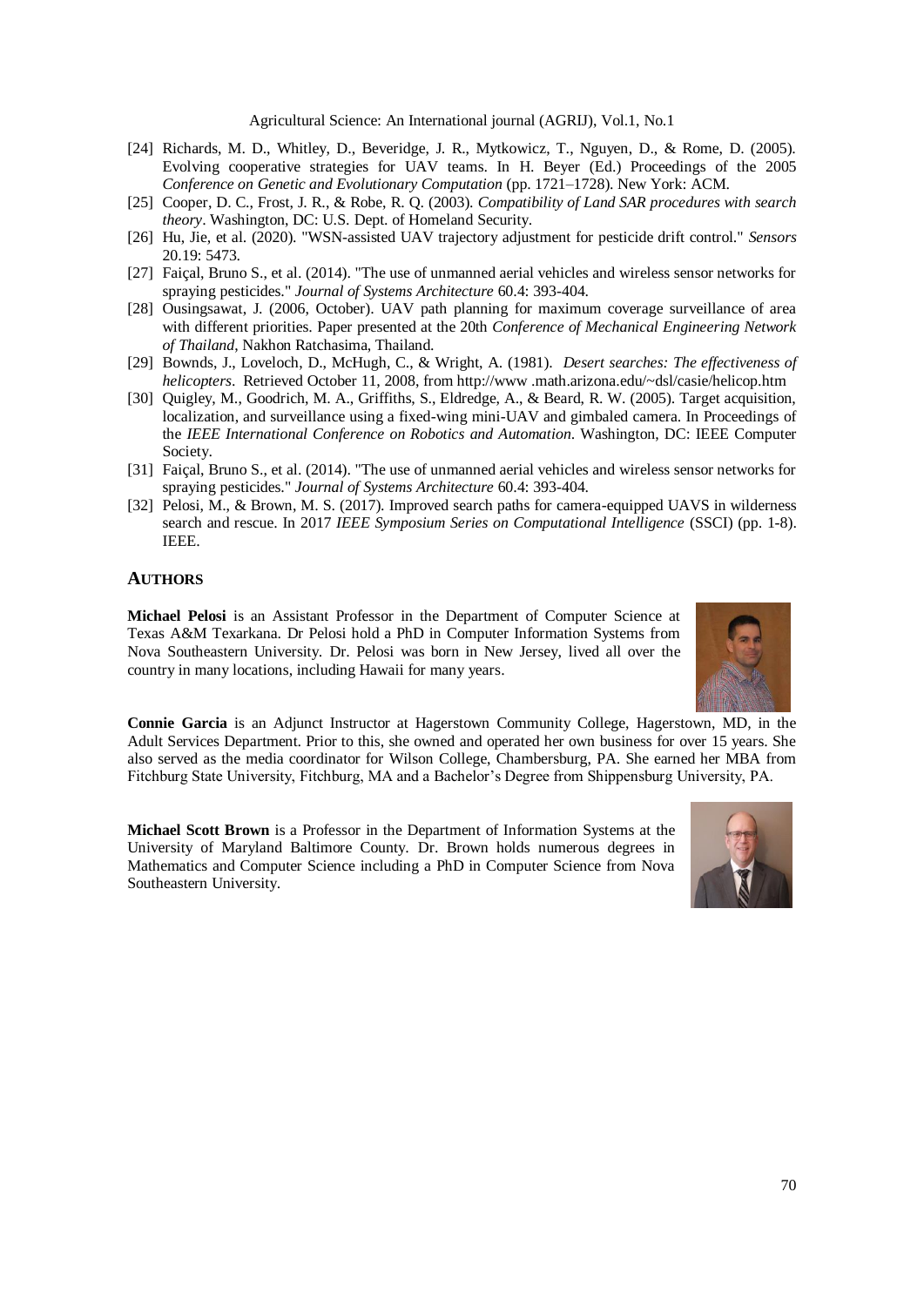[24] Richards, M. D., Whitley, D., Beveridge, J. R., Mytkowicz, T., Nguyen, D., & Rome, D. (2005). Evolving cooperative strategies for UAV teams. In H. Beyer (Ed.) Proceedings of the 2005 *Conference on Genetic and Evolutionary Computation* (pp. 1721–1728). New York: ACM.

[25] Cooper, D. C., Frost, J. R., & Robe, R. Q. (2003). *Compatibility of Land SAR procedures with search theory*. Washington, DC: U.S. Dept. of Homeland Security.

[26] Hu, Jie, et al. (2020). "WSN-assisted UAV trajectory adjustment for pesticide drift control." *Sensors* 20.19: 5473.

[27] Faiçal, Bruno S., et al. (2014). "The use of unmanned aerial vehicles and wireless sensor networks for spraying pesticides." *Journal of Systems Architecture* 60.4: 393-404.

[28] Ousingsawat, J. (2006, October). UAV path planning for maximum coverage surveillance of area with different priorities. Paper presented at the 20th *Conference of Mechanical Engineering Network of Thailand*, Nakhon Ratchasima, Thailand.

[29] Bownds, J., Loveloch, D., McHugh, C., & Wright, A. (1981). *Desert searches: The effectiveness of helicopters*. Retrieved October 11, 2008, from http://www .math.arizona.edu/~dsl/casie/helicop.htm

[30] Quigley, M., Goodrich, M. A., Griffiths, S., Eldredge, A., & Beard, R. W. (2005). Target acquisition, localization, and surveillance using a fixed-wing mini-UAV and gimbaled camera. In Proceedings of the *IEEE International Conference on Robotics and Automation*. Washington, DC: IEEE Computer Society.

[31] Faiçal, Bruno S., et al. (2014). "The use of unmanned aerial vehicles and wireless sensor networks for spraying pesticides." *Journal of Systems Architecture* 60.4: 393-404.

[32] Pelosi, M., & Brown, M. S. (2017). Improved search paths for camera-equipped UAVS in wilderness search and rescue. In 2017 *IEEE Symposium Series on Computational Intelligence* (SSCI) (pp. 1-8). IEEE.

## AUTHORS

**Michael Pelosi** is an Assistant Professor in the Department of Computer Science at Texas A&M Texarkana. Dr Pelosi hold a PhD in Computer Information Systems from Nova Southeastern University. Dr. Pelosi was born in New Jersey, lived all over the country in many locations, including Hawaii for many years.

**Connie Garcia** is an Adjunct Instructor at Hagerstown Community College, Hagerstown, MD, in the Adult Services Department. Prior to this, she owned and operated her own business for over 15 years. She also served as the media coordinator for Wilson College, Chambersburg, PA. She earned her MBA from Fitchburg State University, Fitchburg, MA and a Bachelor's Degree from Shippensburg University, PA.

**Michael Scott Brown** is a Professor in the Department of Information Systems at the University of Maryland Baltimore County. Dr. Brown holds numerous degrees in Mathematics and Computer Science including a PhD in Computer Science from Nova Southeastern University.